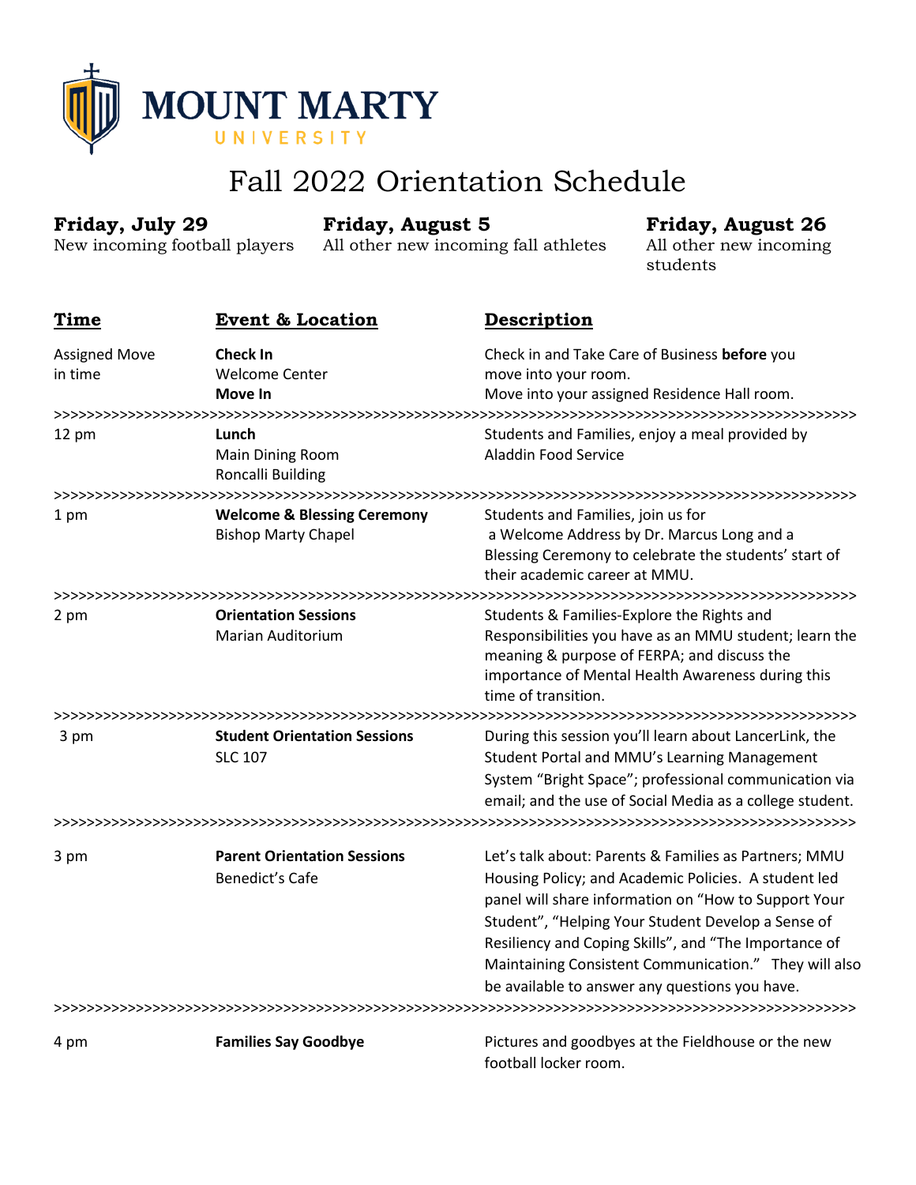MOUNT MARTY UNIVERSITY

# Fall 2022 Orientation Schedule

**Friday, July 29**
New incoming football players

**Friday, August 5**
All other new incoming fall athletes

**Friday, August 26**
All other new incoming students

| Time | Event & Location | Description |
|---|---|---|
| Assigned Move in time | **Check In**<br>Welcome Center<br>**Move In** | Check in and Take Care of Business **before** you move into your room.<br>Move into your assigned Residence Hall room. |
| 12 pm | **Lunch**<br>Main Dining Room<br>Roncalli Building | Students and Families, enjoy a meal provided by Aladdin Food Service |
| 1 pm | **Welcome & Blessing Ceremony**<br>Bishop Marty Chapel | Students and Families, join us for a Welcome Address by Dr. Marcus Long and a Blessing Ceremony to celebrate the students' start of their academic career at MMU. |
| 2 pm | **Orientation Sessions**<br>Marian Auditorium | Students & Families-Explore the Rights and Responsibilities you have as an MMU student; learn the meaning & purpose of FERPA; and discuss the importance of Mental Health Awareness during this time of transition. |
| 3 pm | **Student Orientation Sessions**<br>SLC 107 | During this session you'll learn about LancerLink, the Student Portal and MMU's Learning Management System "Bright Space"; professional communication via email; and the use of Social Media as a college student. |
| 3 pm | **Parent Orientation Sessions**<br>Benedict's Cafe | Let's talk about: Parents & Families as Partners; MMU Housing Policy; and Academic Policies. A student led panel will share information on "How to Support Your Student", "Helping Your Student Develop a Sense of Resiliency and Coping Skills", and "The Importance of Maintaining Consistent Communication." They will also be available to answer any questions you have. |
| 4 pm | **Families Say Goodbye** | Pictures and goodbyes at the Fieldhouse or the new football locker room. |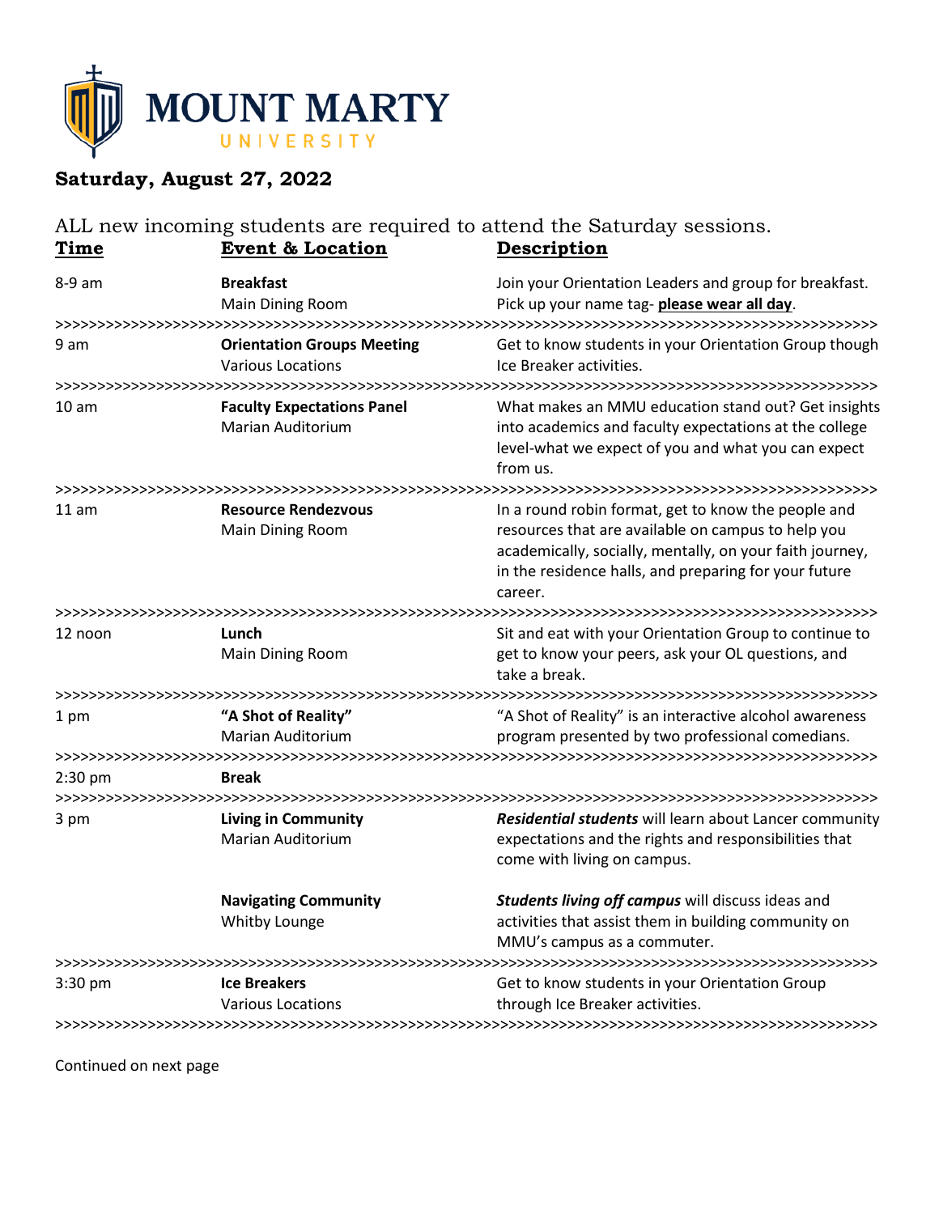**MOUNT MARTY UNIVERSITY**

## Saturday, August 27, 2022

ALL new incoming students are required to attend the Saturday sessions.

| Time | Event & Location | Description |
|---|---|---|
| 8-9 am | **Breakfast**<br>Main Dining Room | Join your Orientation Leaders and group for breakfast. Pick up your name tag- **please wear all day**. |
| 9 am | **Orientation Groups Meeting**<br>Various Locations | Get to know students in your Orientation Group though Ice Breaker activities. |
| 10 am | **Faculty Expectations Panel**<br>Marian Auditorium | What makes an MMU education stand out? Get insights into academics and faculty expectations at the college level-what we expect of you and what you can expect from us. |
| 11 am | **Resource Rendezvous**<br>Main Dining Room | In a round robin format, get to know the people and resources that are available on campus to help you academically, socially, mentally, on your faith journey, in the residence halls, and preparing for your future career. |
| 12 noon | **Lunch**<br>Main Dining Room | Sit and eat with your Orientation Group to continue to get to know your peers, ask your OL questions, and take a break. |
| 1 pm | **"A Shot of Reality"**<br>Marian Auditorium | "A Shot of Reality" is an interactive alcohol awareness program presented by two professional comedians. |
| 2:30 pm | **Break** | |
| 3 pm | **Living in Community**<br>Marian Auditorium | ***Residential students*** will learn about Lancer community expectations and the rights and responsibilities that come with living on campus. |
| | **Navigating Community**<br>Whitby Lounge | ***Students living off campus*** will discuss ideas and activities that assist them in building community on MMU's campus as a commuter. |
| 3:30 pm | **Ice Breakers**<br>Various Locations | Get to know students in your Orientation Group through Ice Breaker activities. |

Continued on next page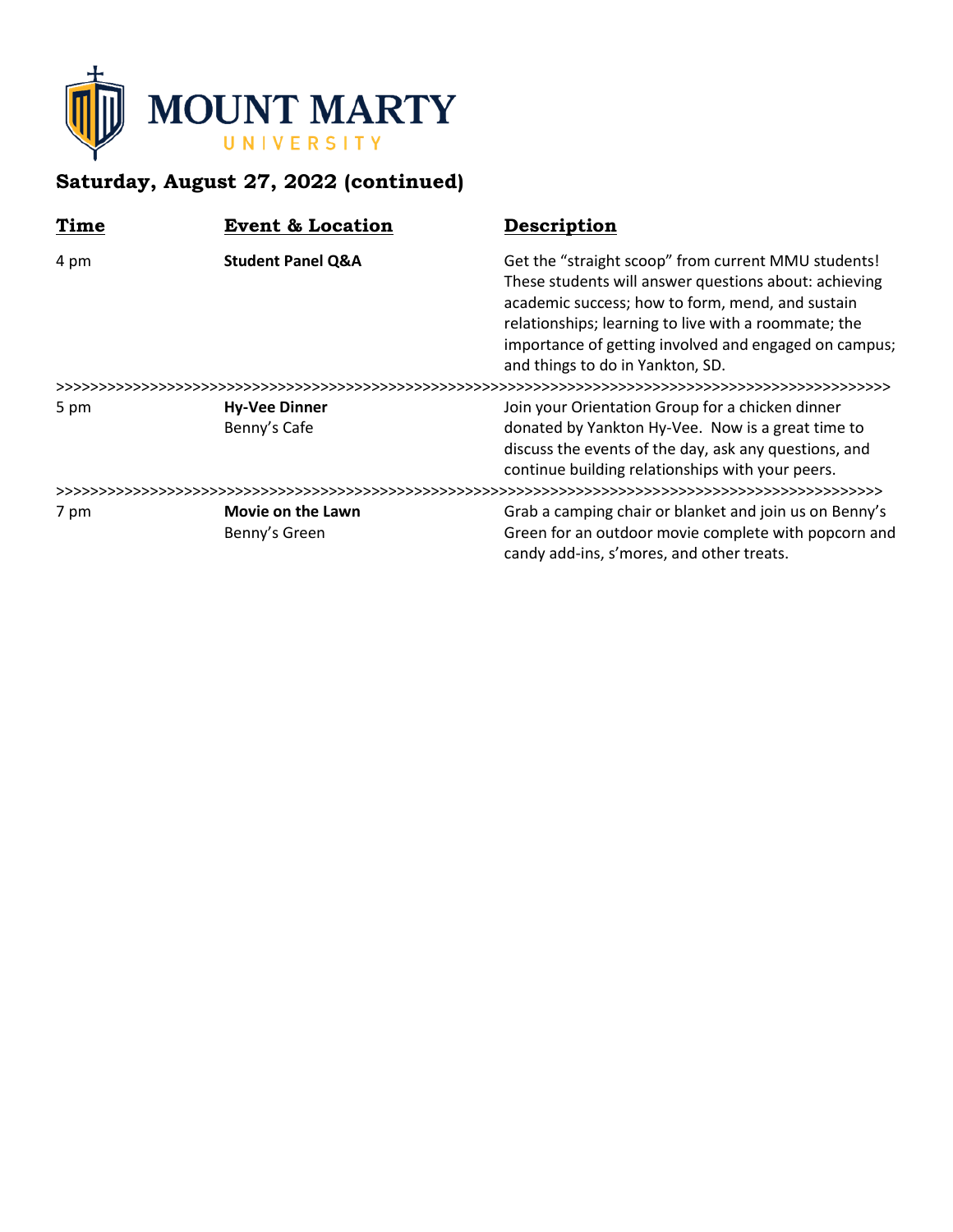# MOUNT MARTY UNIVERSITY

## Saturday, August 27, 2022 (continued)

| Time | Event & Location | Description |
| --- | --- | --- |
| 4 pm | **Student Panel Q&A** | Get the "straight scoop" from current MMU students! These students will answer questions about: achieving academic success; how to form, mend, and sustain relationships; learning to live with a roommate; the importance of getting involved and engaged on campus; and things to do in Yankton, SD. |
| 5 pm | **Hy-Vee Dinner**<br>Benny's Cafe | Join your Orientation Group for a chicken dinner donated by Yankton Hy-Vee. Now is a great time to discuss the events of the day, ask any questions, and continue building relationships with your peers. |
| 7 pm | **Movie on the Lawn**<br>Benny's Green | Grab a camping chair or blanket and join us on Benny's Green for an outdoor movie complete with popcorn and candy add-ins, s'mores, and other treats. |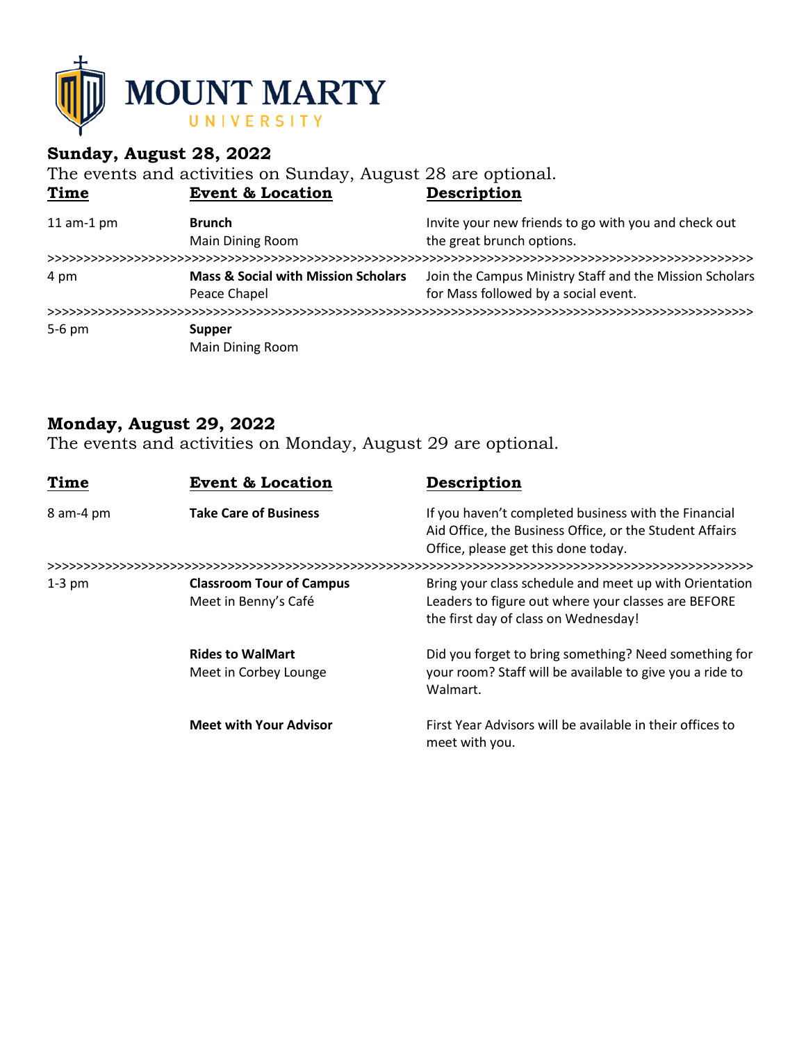MOUNT MARTY UNIVERSITY

## Sunday, August 28, 2022

The events and activities on Sunday, August 28 are optional.

| Time | Event & Location | Description |
|---|---|---|
| 11 am-1 pm | **Brunch**<br>Main Dining Room | Invite your new friends to go with you and check out the great brunch options. |
| 4 pm | **Mass & Social with Mission Scholars**<br>Peace Chapel | Join the Campus Ministry Staff and the Mission Scholars for Mass followed by a social event. |
| 5-6 pm | **Supper**<br>Main Dining Room | |

## Monday, August 29, 2022

The events and activities on Monday, August 29 are optional.

| Time | Event & Location | Description |
|---|---|---|
| 8 am-4 pm | **Take Care of Business** | If you haven't completed business with the Financial Aid Office, the Business Office, or the Student Affairs Office, please get this done today. |
| 1-3 pm | **Classroom Tour of Campus**<br>Meet in Benny's Café | Bring your class schedule and meet up with Orientation Leaders to figure out where your classes are BEFORE the first day of class on Wednesday! |
| | **Rides to WalMart**<br>Meet in Corbey Lounge | Did you forget to bring something? Need something for your room? Staff will be available to give you a ride to Walmart. |
| | **Meet with Your Advisor** | First Year Advisors will be available in their offices to meet with you. |